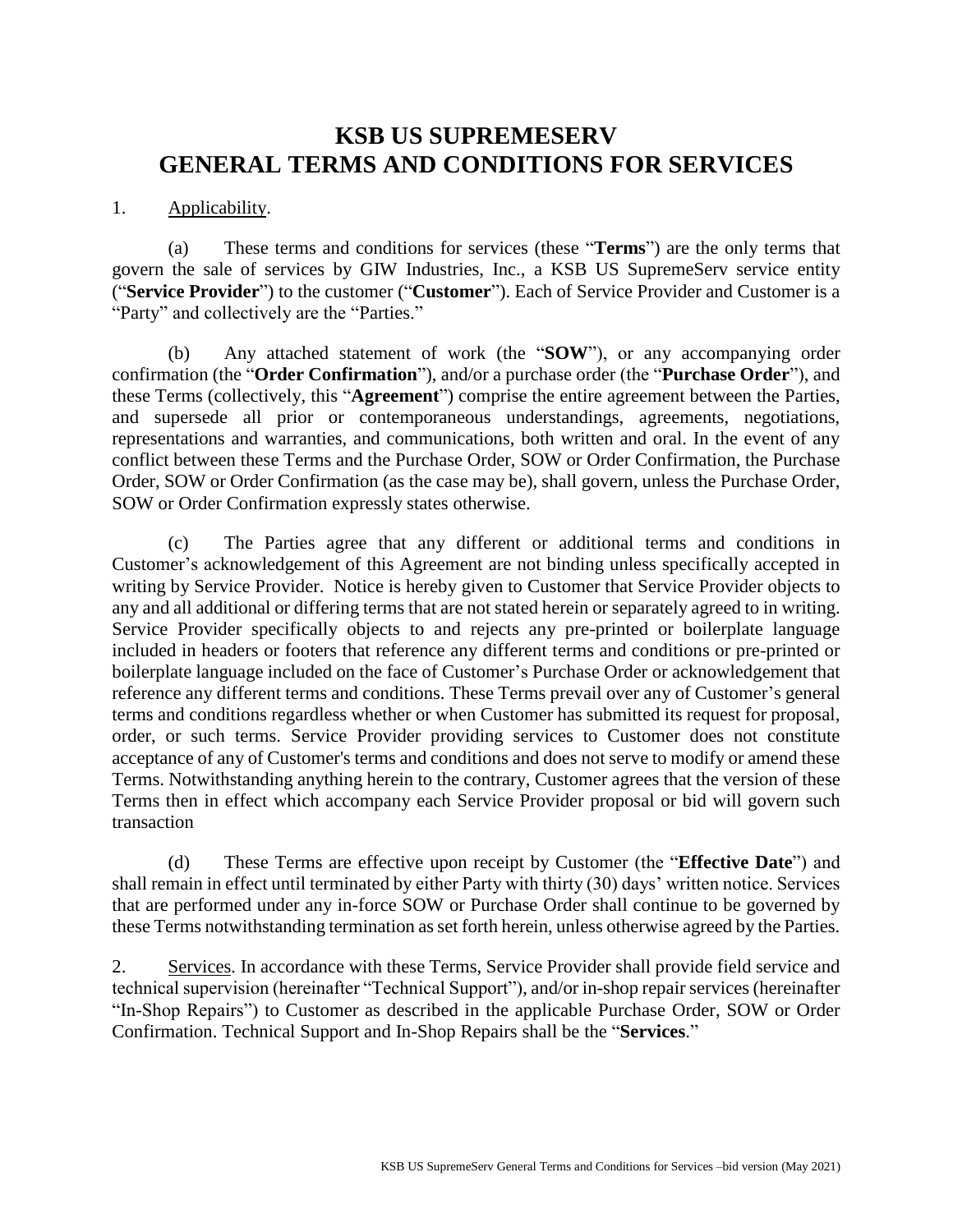# KSB US SUPREMESERV GENERAL TERMS AND CONDITIONS FOR SERVICES

1. Applicability.

(a) These terms and conditions for services (these "**Terms**") are the only terms that govern the sale of services by GIW Industries, Inc., a KSB US SupremeServ service entity ("**Service Provider**") to the customer ("**Customer**"). Each of Service Provider and Customer is a "Party" and collectively are the "Parties."

(b) Any attached statement of work (the "**SOW**"), or any accompanying order confirmation (the "**Order Confirmation**"), and/or a purchase order (the "**Purchase Order**"), and these Terms (collectively, this "**Agreement**") comprise the entire agreement between the Parties, and supersede all prior or contemporaneous understandings, agreements, negotiations, representations and warranties, and communications, both written and oral. In the event of any conflict between these Terms and the Purchase Order, SOW or Order Confirmation, the Purchase Order, SOW or Order Confirmation (as the case may be), shall govern, unless the Purchase Order, SOW or Order Confirmation expressly states otherwise.

(c) The Parties agree that any different or additional terms and conditions in Customer's acknowledgement of this Agreement are not binding unless specifically accepted in writing by Service Provider. Notice is hereby given to Customer that Service Provider objects to any and all additional or differing terms that are not stated herein or separately agreed to in writing. Service Provider specifically objects to and rejects any pre-printed or boilerplate language included in headers or footers that reference any different terms and conditions or pre-printed or boilerplate language included on the face of Customer's Purchase Order or acknowledgement that reference any different terms and conditions. These Terms prevail over any of Customer's general terms and conditions regardless whether or when Customer has submitted its request for proposal, order, or such terms. Service Provider providing services to Customer does not constitute acceptance of any of Customer's terms and conditions and does not serve to modify or amend these Terms. Notwithstanding anything herein to the contrary, Customer agrees that the version of these Terms then in effect which accompany each Service Provider proposal or bid will govern such transaction

(d) These Terms are effective upon receipt by Customer (the "**Effective Date**") and shall remain in effect until terminated by either Party with thirty (30) days' written notice. Services that are performed under any in-force SOW or Purchase Order shall continue to be governed by these Terms notwithstanding termination as set forth herein, unless otherwise agreed by the Parties.

2. Services. In accordance with these Terms, Service Provider shall provide field service and technical supervision (hereinafter "Technical Support"), and/or in-shop repair services (hereinafter "In-Shop Repairs") to Customer as described in the applicable Purchase Order, SOW or Order Confirmation. Technical Support and In-Shop Repairs shall be the "**Services**."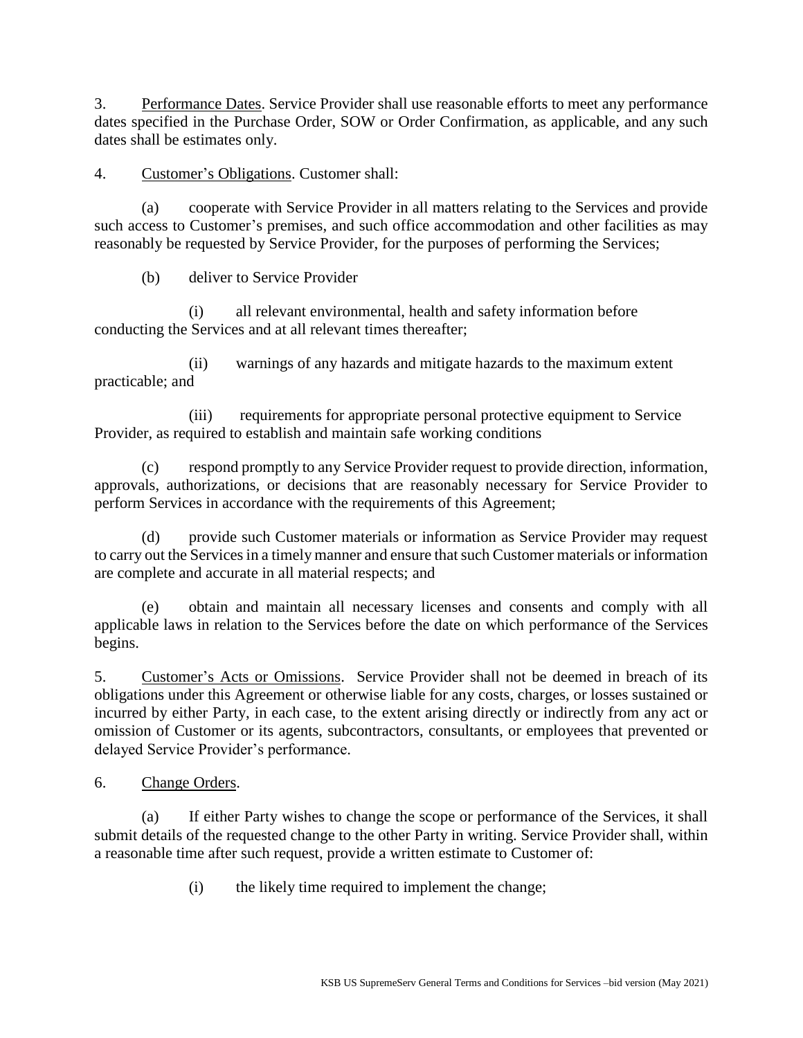3. Performance Dates. Service Provider shall use reasonable efforts to meet any performance dates specified in the Purchase Order, SOW or Order Confirmation, as applicable, and any such dates shall be estimates only.

4. Customer's Obligations. Customer shall:

(a) cooperate with Service Provider in all matters relating to the Services and provide such access to Customer's premises, and such office accommodation and other facilities as may reasonably be requested by Service Provider, for the purposes of performing the Services;

(b) deliver to Service Provider

(i) all relevant environmental, health and safety information before conducting the Services and at all relevant times thereafter;

(ii) warnings of any hazards and mitigate hazards to the maximum extent practicable; and

(iii) requirements for appropriate personal protective equipment to Service Provider, as required to establish and maintain safe working conditions

(c) respond promptly to any Service Provider request to provide direction, information, approvals, authorizations, or decisions that are reasonably necessary for Service Provider to perform Services in accordance with the requirements of this Agreement;

(d) provide such Customer materials or information as Service Provider may request to carry out the Services in a timely manner and ensure that such Customer materials or information are complete and accurate in all material respects; and

(e) obtain and maintain all necessary licenses and consents and comply with all applicable laws in relation to the Services before the date on which performance of the Services begins.

5. Customer's Acts or Omissions. Service Provider shall not be deemed in breach of its obligations under this Agreement or otherwise liable for any costs, charges, or losses sustained or incurred by either Party, in each case, to the extent arising directly or indirectly from any act or omission of Customer or its agents, subcontractors, consultants, or employees that prevented or delayed Service Provider's performance.

6. Change Orders.

(a) If either Party wishes to change the scope or performance of the Services, it shall submit details of the requested change to the other Party in writing. Service Provider shall, within a reasonable time after such request, provide a written estimate to Customer of:

(i) the likely time required to implement the change;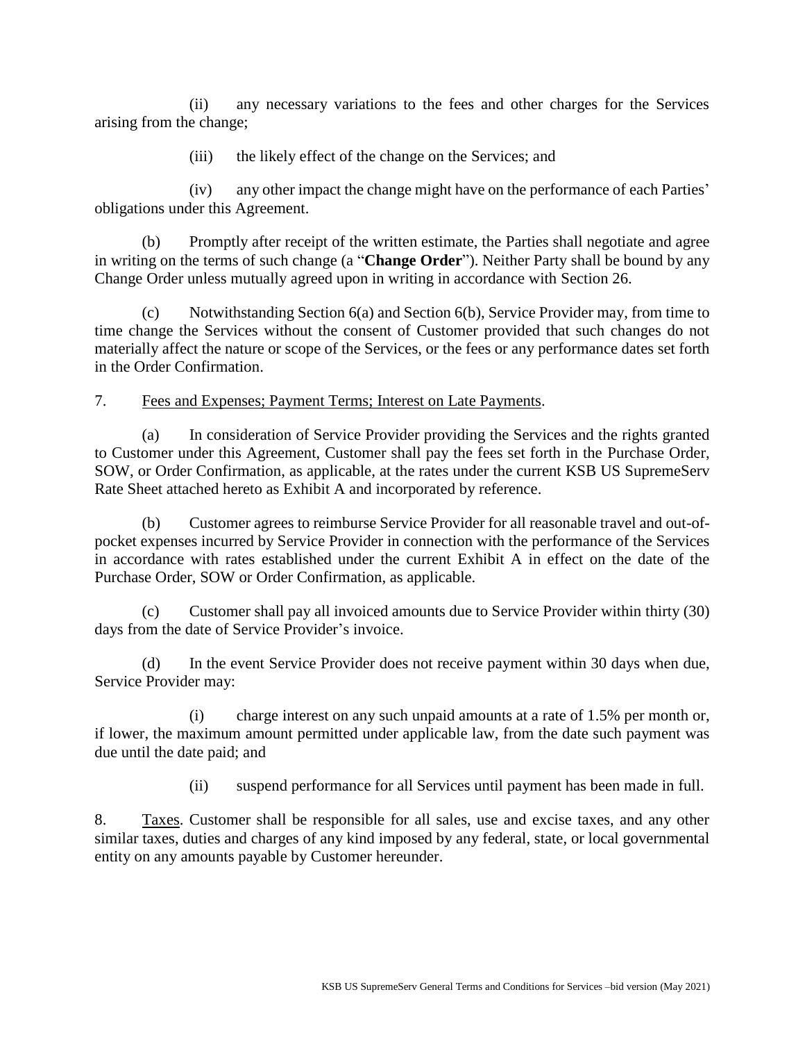(ii) any necessary variations to the fees and other charges for the Services arising from the change;

(iii) the likely effect of the change on the Services; and

(iv) any other impact the change might have on the performance of each Parties' obligations under this Agreement.

(b) Promptly after receipt of the written estimate, the Parties shall negotiate and agree in writing on the terms of such change (a "**Change Order**"). Neither Party shall be bound by any Change Order unless mutually agreed upon in writing in accordance with Section 26.

(c) Notwithstanding Section 6(a) and Section 6(b), Service Provider may, from time to time change the Services without the consent of Customer provided that such changes do not materially affect the nature or scope of the Services, or the fees or any performance dates set forth in the Order Confirmation.

7. Fees and Expenses; Payment Terms; Interest on Late Payments.

(a) In consideration of Service Provider providing the Services and the rights granted to Customer under this Agreement, Customer shall pay the fees set forth in the Purchase Order, SOW, or Order Confirmation, as applicable, at the rates under the current KSB US SupremeServ Rate Sheet attached hereto as Exhibit A and incorporated by reference.

(b) Customer agrees to reimburse Service Provider for all reasonable travel and out-of-pocket expenses incurred by Service Provider in connection with the performance of the Services in accordance with rates established under the current Exhibit A in effect on the date of the Purchase Order, SOW or Order Confirmation, as applicable.

(c) Customer shall pay all invoiced amounts due to Service Provider within thirty (30) days from the date of Service Provider's invoice.

(d) In the event Service Provider does not receive payment within 30 days when due, Service Provider may:

(i) charge interest on any such unpaid amounts at a rate of 1.5% per month or, if lower, the maximum amount permitted under applicable law, from the date such payment was due until the date paid; and

(ii) suspend performance for all Services until payment has been made in full.

8. Taxes. Customer shall be responsible for all sales, use and excise taxes, and any other similar taxes, duties and charges of any kind imposed by any federal, state, or local governmental entity on any amounts payable by Customer hereunder.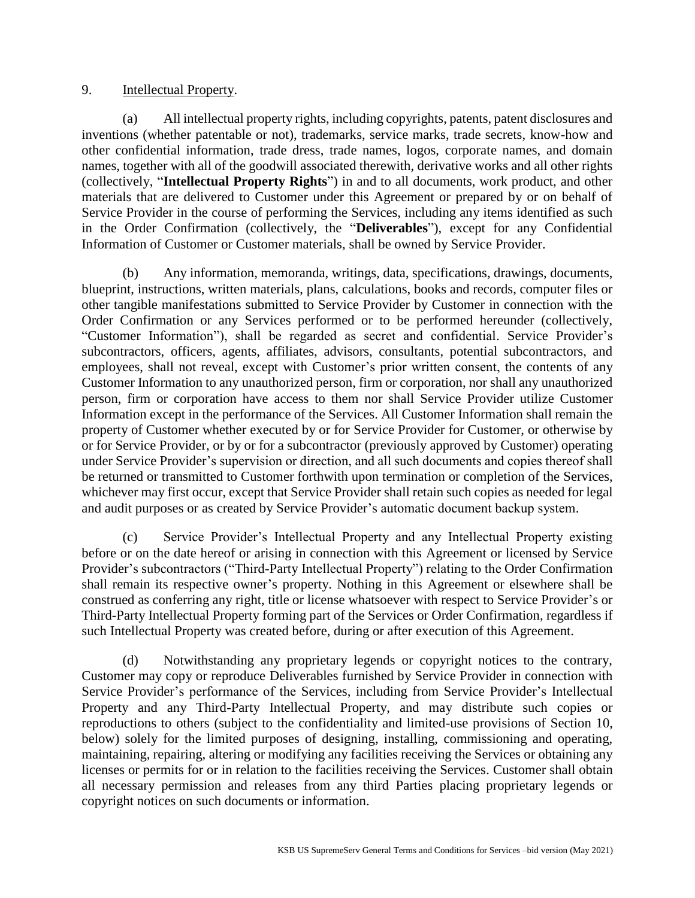9. Intellectual Property.

(a) All intellectual property rights, including copyrights, patents, patent disclosures and inventions (whether patentable or not), trademarks, service marks, trade secrets, know-how and other confidential information, trade dress, trade names, logos, corporate names, and domain names, together with all of the goodwill associated therewith, derivative works and all other rights (collectively, "**Intellectual Property Rights**") in and to all documents, work product, and other materials that are delivered to Customer under this Agreement or prepared by or on behalf of Service Provider in the course of performing the Services, including any items identified as such in the Order Confirmation (collectively, the "**Deliverables**"), except for any Confidential Information of Customer or Customer materials, shall be owned by Service Provider.

(b) Any information, memoranda, writings, data, specifications, drawings, documents, blueprint, instructions, written materials, plans, calculations, books and records, computer files or other tangible manifestations submitted to Service Provider by Customer in connection with the Order Confirmation or any Services performed or to be performed hereunder (collectively, "Customer Information"), shall be regarded as secret and confidential. Service Provider's subcontractors, officers, agents, affiliates, advisors, consultants, potential subcontractors, and employees, shall not reveal, except with Customer's prior written consent, the contents of any Customer Information to any unauthorized person, firm or corporation, nor shall any unauthorized person, firm or corporation have access to them nor shall Service Provider utilize Customer Information except in the performance of the Services. All Customer Information shall remain the property of Customer whether executed by or for Service Provider for Customer, or otherwise by or for Service Provider, or by or for a subcontractor (previously approved by Customer) operating under Service Provider's supervision or direction, and all such documents and copies thereof shall be returned or transmitted to Customer forthwith upon termination or completion of the Services, whichever may first occur, except that Service Provider shall retain such copies as needed for legal and audit purposes or as created by Service Provider's automatic document backup system.

(c) Service Provider's Intellectual Property and any Intellectual Property existing before or on the date hereof or arising in connection with this Agreement or licensed by Service Provider's subcontractors ("Third-Party Intellectual Property") relating to the Order Confirmation shall remain its respective owner's property. Nothing in this Agreement or elsewhere shall be construed as conferring any right, title or license whatsoever with respect to Service Provider's or Third-Party Intellectual Property forming part of the Services or Order Confirmation, regardless if such Intellectual Property was created before, during or after execution of this Agreement.

(d) Notwithstanding any proprietary legends or copyright notices to the contrary, Customer may copy or reproduce Deliverables furnished by Service Provider in connection with Service Provider's performance of the Services, including from Service Provider's Intellectual Property and any Third-Party Intellectual Property, and may distribute such copies or reproductions to others (subject to the confidentiality and limited-use provisions of Section 10, below) solely for the limited purposes of designing, installing, commissioning and operating, maintaining, repairing, altering or modifying any facilities receiving the Services or obtaining any licenses or permits for or in relation to the facilities receiving the Services. Customer shall obtain all necessary permission and releases from any third Parties placing proprietary legends or copyright notices on such documents or information.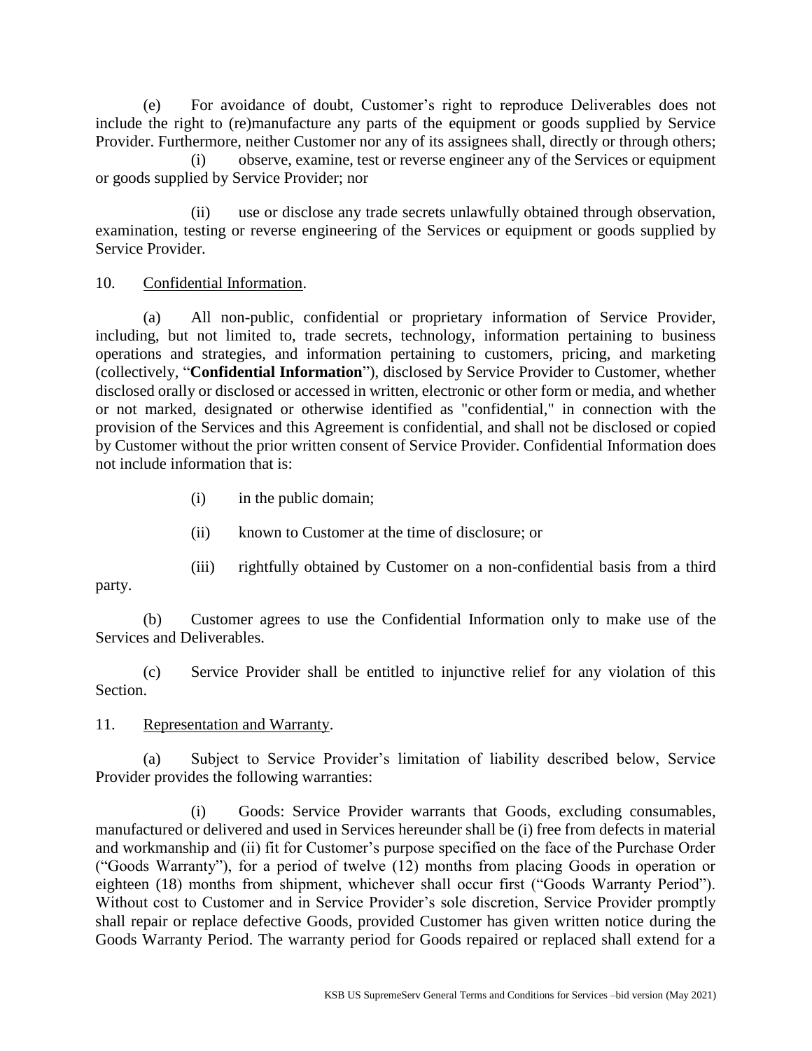(e) For avoidance of doubt, Customer's right to reproduce Deliverables does not include the right to (re)manufacture any parts of the equipment or goods supplied by Service Provider. Furthermore, neither Customer nor any of its assignees shall, directly or through others;

(i) observe, examine, test or reverse engineer any of the Services or equipment or goods supplied by Service Provider; nor

(ii) use or disclose any trade secrets unlawfully obtained through observation, examination, testing or reverse engineering of the Services or equipment or goods supplied by Service Provider.

10. Confidential Information.

(a) All non-public, confidential or proprietary information of Service Provider, including, but not limited to, trade secrets, technology, information pertaining to business operations and strategies, and information pertaining to customers, pricing, and marketing (collectively, "**Confidential Information**"), disclosed by Service Provider to Customer, whether disclosed orally or disclosed or accessed in written, electronic or other form or media, and whether or not marked, designated or otherwise identified as "confidential," in connection with the provision of the Services and this Agreement is confidential, and shall not be disclosed or copied by Customer without the prior written consent of Service Provider. Confidential Information does not include information that is:

(i) in the public domain;

(ii) known to Customer at the time of disclosure; or

(iii) rightfully obtained by Customer on a non-confidential basis from a third party.

(b) Customer agrees to use the Confidential Information only to make use of the Services and Deliverables.

(c) Service Provider shall be entitled to injunctive relief for any violation of this Section.

11. Representation and Warranty.

(a) Subject to Service Provider's limitation of liability described below, Service Provider provides the following warranties:

(i) Goods: Service Provider warrants that Goods, excluding consumables, manufactured or delivered and used in Services hereunder shall be (i) free from defects in material and workmanship and (ii) fit for Customer's purpose specified on the face of the Purchase Order ("Goods Warranty"), for a period of twelve (12) months from placing Goods in operation or eighteen (18) months from shipment, whichever shall occur first ("Goods Warranty Period"). Without cost to Customer and in Service Provider's sole discretion, Service Provider promptly shall repair or replace defective Goods, provided Customer has given written notice during the Goods Warranty Period. The warranty period for Goods repaired or replaced shall extend for a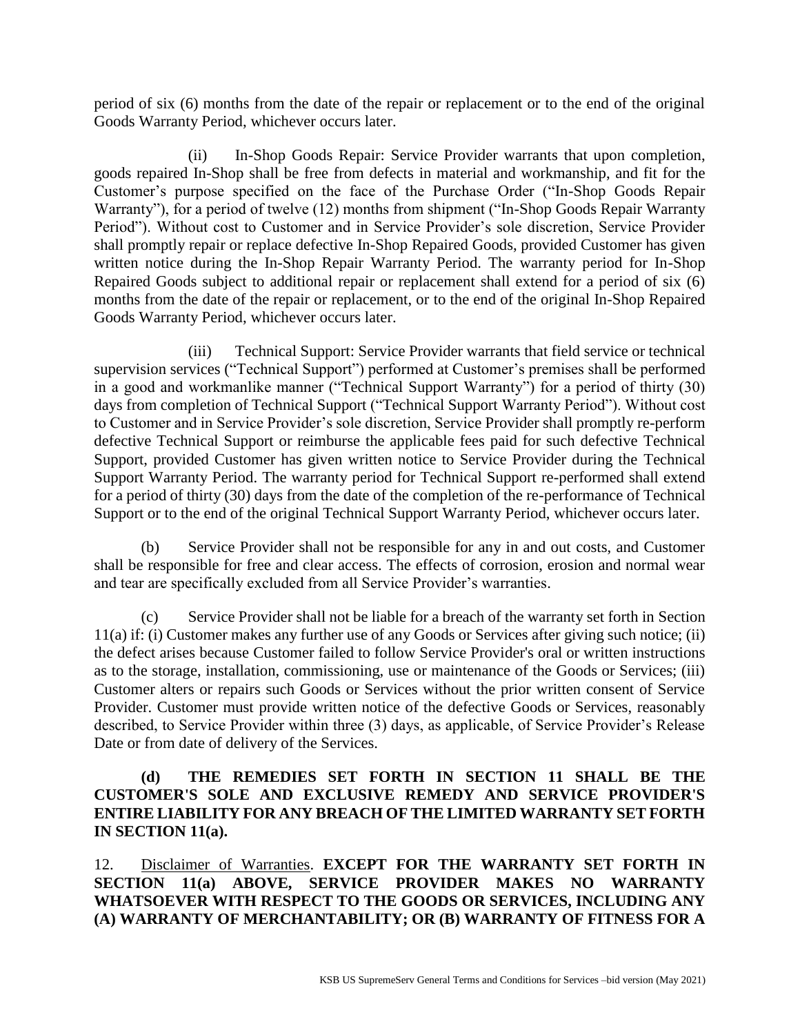period of six (6) months from the date of the repair or replacement or to the end of the original Goods Warranty Period, whichever occurs later.

(ii) In-Shop Goods Repair: Service Provider warrants that upon completion, goods repaired In-Shop shall be free from defects in material and workmanship, and fit for the Customer's purpose specified on the face of the Purchase Order ("In-Shop Goods Repair Warranty"), for a period of twelve (12) months from shipment ("In-Shop Goods Repair Warranty Period"). Without cost to Customer and in Service Provider's sole discretion, Service Provider shall promptly repair or replace defective In-Shop Repaired Goods, provided Customer has given written notice during the In-Shop Repair Warranty Period. The warranty period for In-Shop Repaired Goods subject to additional repair or replacement shall extend for a period of six (6) months from the date of the repair or replacement, or to the end of the original In-Shop Repaired Goods Warranty Period, whichever occurs later.

(iii) Technical Support: Service Provider warrants that field service or technical supervision services ("Technical Support") performed at Customer's premises shall be performed in a good and workmanlike manner ("Technical Support Warranty") for a period of thirty (30) days from completion of Technical Support ("Technical Support Warranty Period"). Without cost to Customer and in Service Provider's sole discretion, Service Provider shall promptly re-perform defective Technical Support or reimburse the applicable fees paid for such defective Technical Support, provided Customer has given written notice to Service Provider during the Technical Support Warranty Period. The warranty period for Technical Support re-performed shall extend for a period of thirty (30) days from the date of the completion of the re-performance of Technical Support or to the end of the original Technical Support Warranty Period, whichever occurs later.

(b) Service Provider shall not be responsible for any in and out costs, and Customer shall be responsible for free and clear access. The effects of corrosion, erosion and normal wear and tear are specifically excluded from all Service Provider's warranties.

(c) Service Provider shall not be liable for a breach of the warranty set forth in Section 11(a) if: (i) Customer makes any further use of any Goods or Services after giving such notice; (ii) the defect arises because Customer failed to follow Service Provider's oral or written instructions as to the storage, installation, commissioning, use or maintenance of the Goods or Services; (iii) Customer alters or repairs such Goods or Services without the prior written consent of Service Provider. Customer must provide written notice of the defective Goods or Services, reasonably described, to Service Provider within three (3) days, as applicable, of Service Provider's Release Date or from date of delivery of the Services.

**(d) THE REMEDIES SET FORTH IN SECTION 11 SHALL BE THE CUSTOMER'S SOLE AND EXCLUSIVE REMEDY AND SERVICE PROVIDER'S ENTIRE LIABILITY FOR ANY BREACH OF THE LIMITED WARRANTY SET FORTH IN SECTION 11(a).**

12. Disclaimer of Warranties. **EXCEPT FOR THE WARRANTY SET FORTH IN SECTION 11(a) ABOVE, SERVICE PROVIDER MAKES NO WARRANTY WHATSOEVER WITH RESPECT TO THE GOODS OR SERVICES, INCLUDING ANY (A) WARRANTY OF MERCHANTABILITY; OR (B) WARRANTY OF FITNESS FOR A**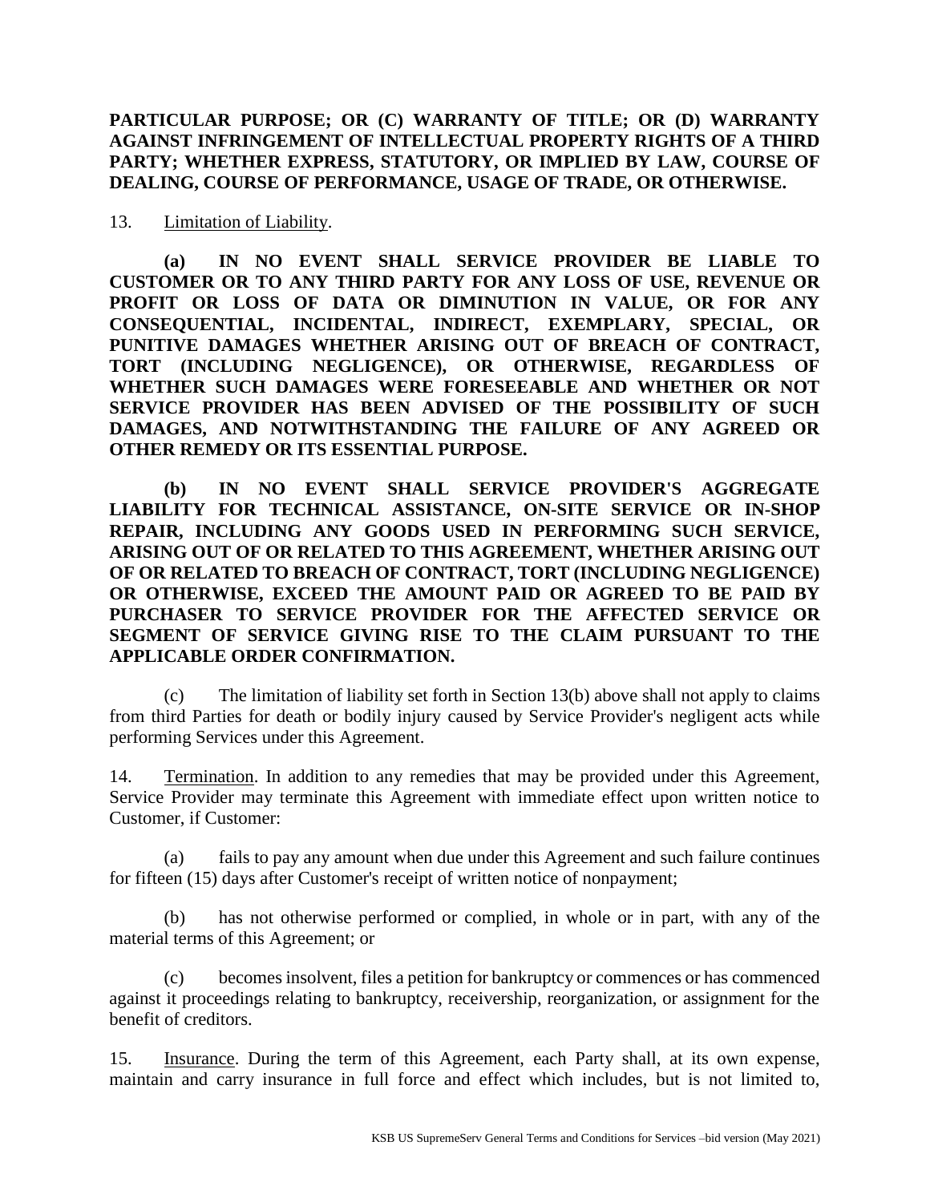**PARTICULAR PURPOSE; OR (C) WARRANTY OF TITLE; OR (D) WARRANTY AGAINST INFRINGEMENT OF INTELLECTUAL PROPERTY RIGHTS OF A THIRD PARTY; WHETHER EXPRESS, STATUTORY, OR IMPLIED BY LAW, COURSE OF DEALING, COURSE OF PERFORMANCE, USAGE OF TRADE, OR OTHERWISE.**

13. Limitation of Liability.

**(a) IN NO EVENT SHALL SERVICE PROVIDER BE LIABLE TO CUSTOMER OR TO ANY THIRD PARTY FOR ANY LOSS OF USE, REVENUE OR PROFIT OR LOSS OF DATA OR DIMINUTION IN VALUE, OR FOR ANY CONSEQUENTIAL, INCIDENTAL, INDIRECT, EXEMPLARY, SPECIAL, OR PUNITIVE DAMAGES WHETHER ARISING OUT OF BREACH OF CONTRACT, TORT (INCLUDING NEGLIGENCE), OR OTHERWISE, REGARDLESS OF WHETHER SUCH DAMAGES WERE FORESEEABLE AND WHETHER OR NOT SERVICE PROVIDER HAS BEEN ADVISED OF THE POSSIBILITY OF SUCH DAMAGES, AND NOTWITHSTANDING THE FAILURE OF ANY AGREED OR OTHER REMEDY OR ITS ESSENTIAL PURPOSE.**

**(b) IN NO EVENT SHALL SERVICE PROVIDER'S AGGREGATE LIABILITY FOR TECHNICAL ASSISTANCE, ON-SITE SERVICE OR IN-SHOP REPAIR, INCLUDING ANY GOODS USED IN PERFORMING SUCH SERVICE, ARISING OUT OF OR RELATED TO THIS AGREEMENT, WHETHER ARISING OUT OF OR RELATED TO BREACH OF CONTRACT, TORT (INCLUDING NEGLIGENCE) OR OTHERWISE, EXCEED THE AMOUNT PAID OR AGREED TO BE PAID BY PURCHASER TO SERVICE PROVIDER FOR THE AFFECTED SERVICE OR SEGMENT OF SERVICE GIVING RISE TO THE CLAIM PURSUANT TO THE APPLICABLE ORDER CONFIRMATION.**

(c) The limitation of liability set forth in Section 13(b) above shall not apply to claims from third Parties for death or bodily injury caused by Service Provider's negligent acts while performing Services under this Agreement.

14. Termination. In addition to any remedies that may be provided under this Agreement, Service Provider may terminate this Agreement with immediate effect upon written notice to Customer, if Customer:

(a) fails to pay any amount when due under this Agreement and such failure continues for fifteen (15) days after Customer's receipt of written notice of nonpayment;

(b) has not otherwise performed or complied, in whole or in part, with any of the material terms of this Agreement; or

(c) becomes insolvent, files a petition for bankruptcy or commences or has commenced against it proceedings relating to bankruptcy, receivership, reorganization, or assignment for the benefit of creditors.

15. Insurance. During the term of this Agreement, each Party shall, at its own expense, maintain and carry insurance in full force and effect which includes, but is not limited to,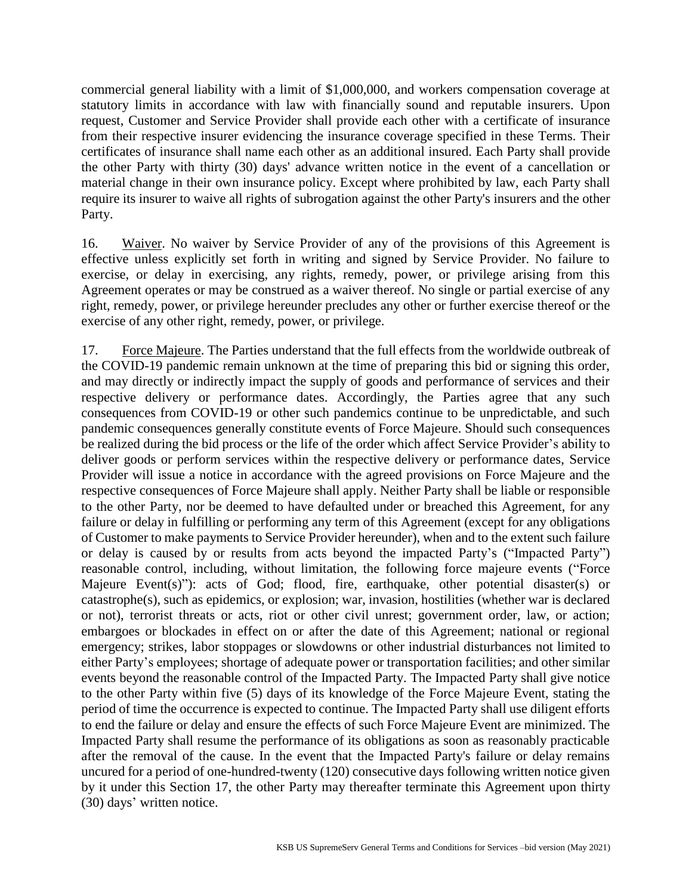commercial general liability with a limit of $1,000,000, and workers compensation coverage at statutory limits in accordance with law with financially sound and reputable insurers. Upon request, Customer and Service Provider shall provide each other with a certificate of insurance from their respective insurer evidencing the insurance coverage specified in these Terms. Their certificates of insurance shall name each other as an additional insured. Each Party shall provide the other Party with thirty (30) days' advance written notice in the event of a cancellation or material change in their own insurance policy. Except where prohibited by law, each Party shall require its insurer to waive all rights of subrogation against the other Party's insurers and the other Party.

16. Waiver. No waiver by Service Provider of any of the provisions of this Agreement is effective unless explicitly set forth in writing and signed by Service Provider. No failure to exercise, or delay in exercising, any rights, remedy, power, or privilege arising from this Agreement operates or may be construed as a waiver thereof. No single or partial exercise of any right, remedy, power, or privilege hereunder precludes any other or further exercise thereof or the exercise of any other right, remedy, power, or privilege.

17. Force Majeure. The Parties understand that the full effects from the worldwide outbreak of the COVID-19 pandemic remain unknown at the time of preparing this bid or signing this order, and may directly or indirectly impact the supply of goods and performance of services and their respective delivery or performance dates. Accordingly, the Parties agree that any such consequences from COVID-19 or other such pandemics continue to be unpredictable, and such pandemic consequences generally constitute events of Force Majeure. Should such consequences be realized during the bid process or the life of the order which affect Service Provider's ability to deliver goods or perform services within the respective delivery or performance dates, Service Provider will issue a notice in accordance with the agreed provisions on Force Majeure and the respective consequences of Force Majeure shall apply. Neither Party shall be liable or responsible to the other Party, nor be deemed to have defaulted under or breached this Agreement, for any failure or delay in fulfilling or performing any term of this Agreement (except for any obligations of Customer to make payments to Service Provider hereunder), when and to the extent such failure or delay is caused by or results from acts beyond the impacted Party's ("Impacted Party") reasonable control, including, without limitation, the following force majeure events ("Force Majeure Event(s)"): acts of God; flood, fire, earthquake, other potential disaster(s) or catastrophe(s), such as epidemics, or explosion; war, invasion, hostilities (whether war is declared or not), terrorist threats or acts, riot or other civil unrest; government order, law, or action; embargoes or blockades in effect on or after the date of this Agreement; national or regional emergency; strikes, labor stoppages or slowdowns or other industrial disturbances not limited to either Party's employees; shortage of adequate power or transportation facilities; and other similar events beyond the reasonable control of the Impacted Party. The Impacted Party shall give notice to the other Party within five (5) days of its knowledge of the Force Majeure Event, stating the period of time the occurrence is expected to continue. The Impacted Party shall use diligent efforts to end the failure or delay and ensure the effects of such Force Majeure Event are minimized. The Impacted Party shall resume the performance of its obligations as soon as reasonably practicable after the removal of the cause. In the event that the Impacted Party's failure or delay remains uncured for a period of one-hundred-twenty (120) consecutive days following written notice given by it under this Section 17, the other Party may thereafter terminate this Agreement upon thirty (30) days' written notice.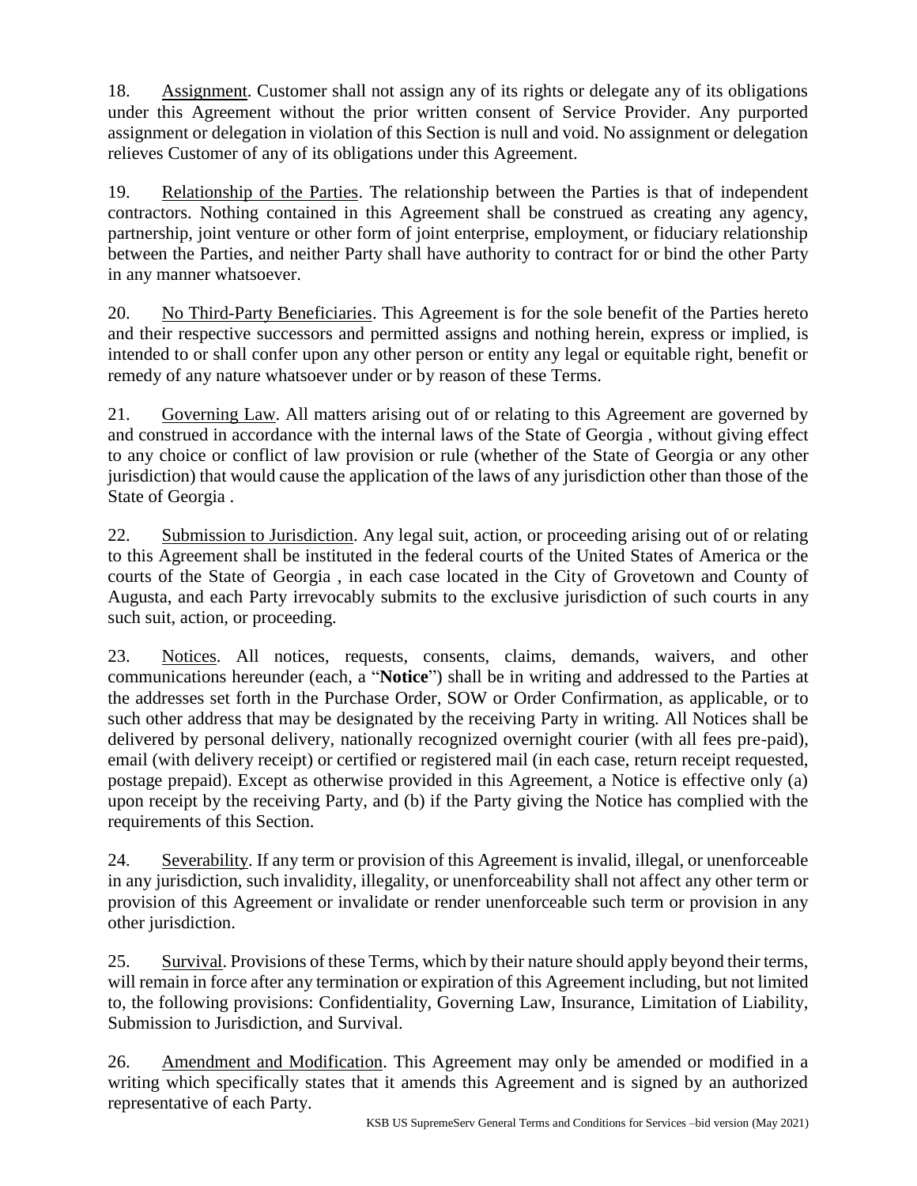18. Assignment. Customer shall not assign any of its rights or delegate any of its obligations under this Agreement without the prior written consent of Service Provider. Any purported assignment or delegation in violation of this Section is null and void. No assignment or delegation relieves Customer of any of its obligations under this Agreement.

19. Relationship of the Parties. The relationship between the Parties is that of independent contractors. Nothing contained in this Agreement shall be construed as creating any agency, partnership, joint venture or other form of joint enterprise, employment, or fiduciary relationship between the Parties, and neither Party shall have authority to contract for or bind the other Party in any manner whatsoever.

20. No Third-Party Beneficiaries. This Agreement is for the sole benefit of the Parties hereto and their respective successors and permitted assigns and nothing herein, express or implied, is intended to or shall confer upon any other person or entity any legal or equitable right, benefit or remedy of any nature whatsoever under or by reason of these Terms.

21. Governing Law. All matters arising out of or relating to this Agreement are governed by and construed in accordance with the internal laws of the State of Georgia , without giving effect to any choice or conflict of law provision or rule (whether of the State of Georgia or any other jurisdiction) that would cause the application of the laws of any jurisdiction other than those of the State of Georgia .

22. Submission to Jurisdiction. Any legal suit, action, or proceeding arising out of or relating to this Agreement shall be instituted in the federal courts of the United States of America or the courts of the State of Georgia , in each case located in the City of Grovetown and County of Augusta, and each Party irrevocably submits to the exclusive jurisdiction of such courts in any such suit, action, or proceeding.

23. Notices. All notices, requests, consents, claims, demands, waivers, and other communications hereunder (each, a "**Notice**") shall be in writing and addressed to the Parties at the addresses set forth in the Purchase Order, SOW or Order Confirmation, as applicable, or to such other address that may be designated by the receiving Party in writing. All Notices shall be delivered by personal delivery, nationally recognized overnight courier (with all fees pre-paid), email (with delivery receipt) or certified or registered mail (in each case, return receipt requested, postage prepaid). Except as otherwise provided in this Agreement, a Notice is effective only (a) upon receipt by the receiving Party, and (b) if the Party giving the Notice has complied with the requirements of this Section.

24. Severability. If any term or provision of this Agreement is invalid, illegal, or unenforceable in any jurisdiction, such invalidity, illegality, or unenforceability shall not affect any other term or provision of this Agreement or invalidate or render unenforceable such term or provision in any other jurisdiction.

25. Survival. Provisions of these Terms, which by their nature should apply beyond their terms, will remain in force after any termination or expiration of this Agreement including, but not limited to, the following provisions: Confidentiality, Governing Law, Insurance, Limitation of Liability, Submission to Jurisdiction, and Survival.

26. Amendment and Modification. This Agreement may only be amended or modified in a writing which specifically states that it amends this Agreement and is signed by an authorized representative of each Party.